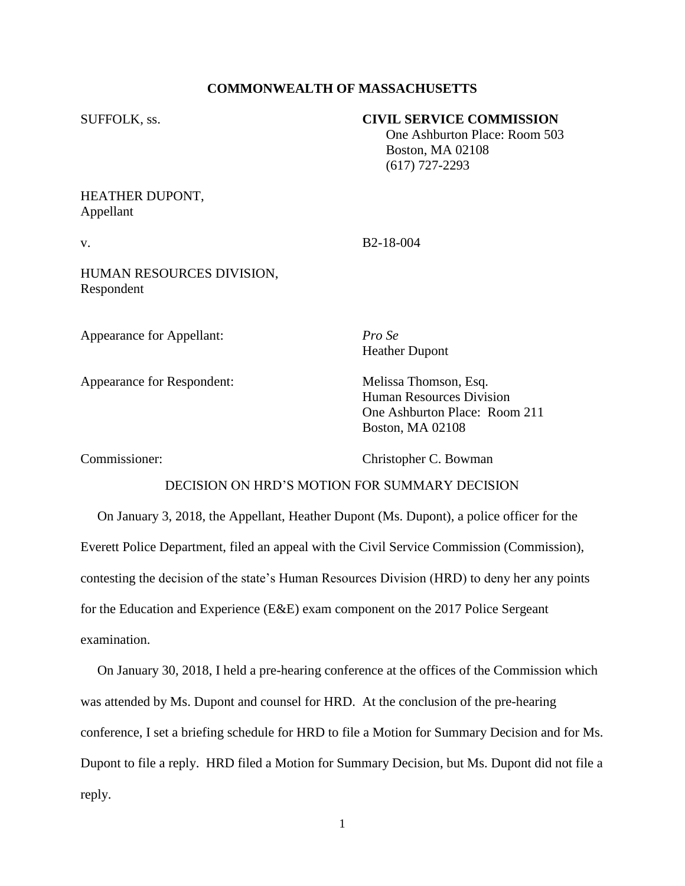**COMMONWEALTH OF MASSACHUSETTS**

SUFFOLK, ss.

**CIVIL SERVICE COMMISSION**
One Ashburton Place: Room 503
Boston, MA 02108
(617) 727-2293

HEATHER DUPONT,
Appellant

v. B2-18-004

HUMAN RESOURCES DIVISION,
Respondent

Appearance for Appellant: *Pro Se*
Heather Dupont

Appearance for Respondent: Melissa Thomson, Esq.
Human Resources Division
One Ashburton Place: Room 211
Boston, MA 02108

Commissioner: Christopher C. Bowman

DECISION ON HRD'S MOTION FOR SUMMARY DECISION

On January 3, 2018, the Appellant, Heather Dupont (Ms. Dupont), a police officer for the Everett Police Department, filed an appeal with the Civil Service Commission (Commission), contesting the decision of the state's Human Resources Division (HRD) to deny her any points for the Education and Experience (E&E) exam component on the 2017 Police Sergeant examination.

On January 30, 2018, I held a pre-hearing conference at the offices of the Commission which was attended by Ms. Dupont and counsel for HRD. At the conclusion of the pre-hearing conference, I set a briefing schedule for HRD to file a Motion for Summary Decision and for Ms. Dupont to file a reply. HRD filed a Motion for Summary Decision, but Ms. Dupont did not file a reply.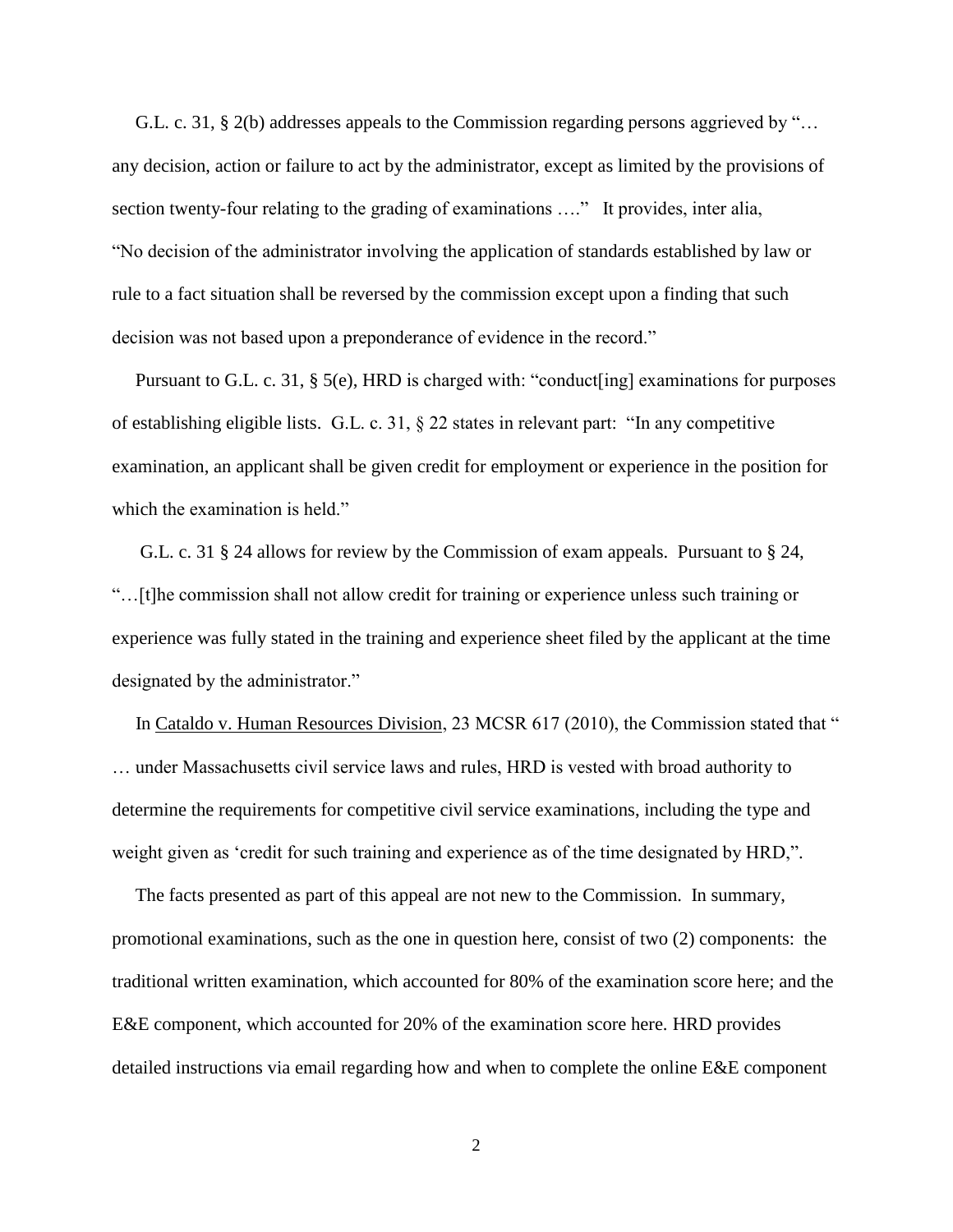G.L. c. 31, § 2(b) addresses appeals to the Commission regarding persons aggrieved by "… any decision, action or failure to act by the administrator, except as limited by the provisions of section twenty-four relating to the grading of examinations …." It provides, inter alia, "No decision of the administrator involving the application of standards established by law or rule to a fact situation shall be reversed by the commission except upon a finding that such decision was not based upon a preponderance of evidence in the record."

Pursuant to G.L. c. 31, § 5(e), HRD is charged with: "conduct[ing] examinations for purposes of establishing eligible lists. G.L. c. 31, § 22 states in relevant part: "In any competitive examination, an applicant shall be given credit for employment or experience in the position for which the examination is held."

G.L. c. 31 § 24 allows for review by the Commission of exam appeals. Pursuant to § 24, "…[t]he commission shall not allow credit for training or experience unless such training or experience was fully stated in the training and experience sheet filed by the applicant at the time designated by the administrator."

In Cataldo v. Human Resources Division, 23 MCSR 617 (2010), the Commission stated that " … under Massachusetts civil service laws and rules, HRD is vested with broad authority to determine the requirements for competitive civil service examinations, including the type and weight given as 'credit for such training and experience as of the time designated by HRD,".

The facts presented as part of this appeal are not new to the Commission. In summary, promotional examinations, such as the one in question here, consist of two (2) components: the traditional written examination, which accounted for 80% of the examination score here; and the E&E component, which accounted for 20% of the examination score here. HRD provides detailed instructions via email regarding how and when to complete the online E&E component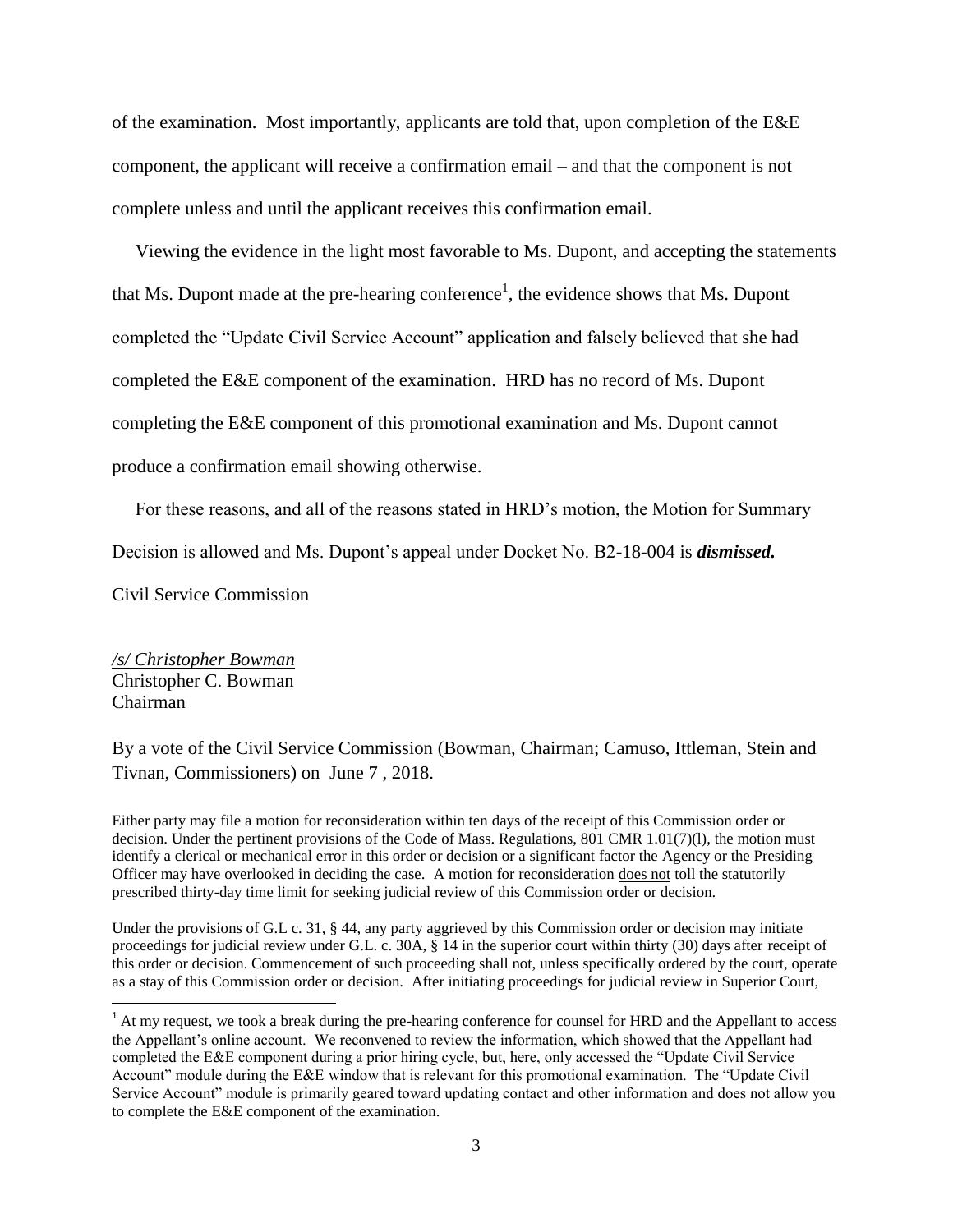of the examination. Most importantly, applicants are told that, upon completion of the E&E component, the applicant will receive a confirmation email – and that the component is not complete unless and until the applicant receives this confirmation email.

Viewing the evidence in the light most favorable to Ms. Dupont, and accepting the statements that Ms. Dupont made at the pre-hearing conference[1], the evidence shows that Ms. Dupont completed the "Update Civil Service Account" application and falsely believed that she had completed the E&E component of the examination. HRD has no record of Ms. Dupont completing the E&E component of this promotional examination and Ms. Dupont cannot produce a confirmation email showing otherwise.

For these reasons, and all of the reasons stated in HRD's motion, the Motion for Summary Decision is allowed and Ms. Dupont's appeal under Docket No. B2-18-004 is ***dismissed.***

Civil Service Commission

*/s/ Christopher Bowman*
Christopher C. Bowman
Chairman

By a vote of the Civil Service Commission (Bowman, Chairman; Camuso, Ittleman, Stein and Tivnan, Commissioners) on June 7 , 2018.

Either party may file a motion for reconsideration within ten days of the receipt of this Commission order or decision. Under the pertinent provisions of the Code of Mass. Regulations, 801 CMR 1.01(7)(l), the motion must identify a clerical or mechanical error in this order or decision or a significant factor the Agency or the Presiding Officer may have overlooked in deciding the case. A motion for reconsideration does not toll the statutorily prescribed thirty-day time limit for seeking judicial review of this Commission order or decision.

Under the provisions of G.L c. 31, § 44, any party aggrieved by this Commission order or decision may initiate proceedings for judicial review under G.L. c. 30A, § 14 in the superior court within thirty (30) days after receipt of this order or decision. Commencement of such proceeding shall not, unless specifically ordered by the court, operate as a stay of this Commission order or decision. After initiating proceedings for judicial review in Superior Court,

[1] At my request, we took a break during the pre-hearing conference for counsel for HRD and the Appellant to access the Appellant's online account. We reconvened to review the information, which showed that the Appellant had completed the E&E component during a prior hiring cycle, but, here, only accessed the "Update Civil Service Account" module during the E&E window that is relevant for this promotional examination. The "Update Civil Service Account" module is primarily geared toward updating contact and other information and does not allow you to complete the E&E component of the examination.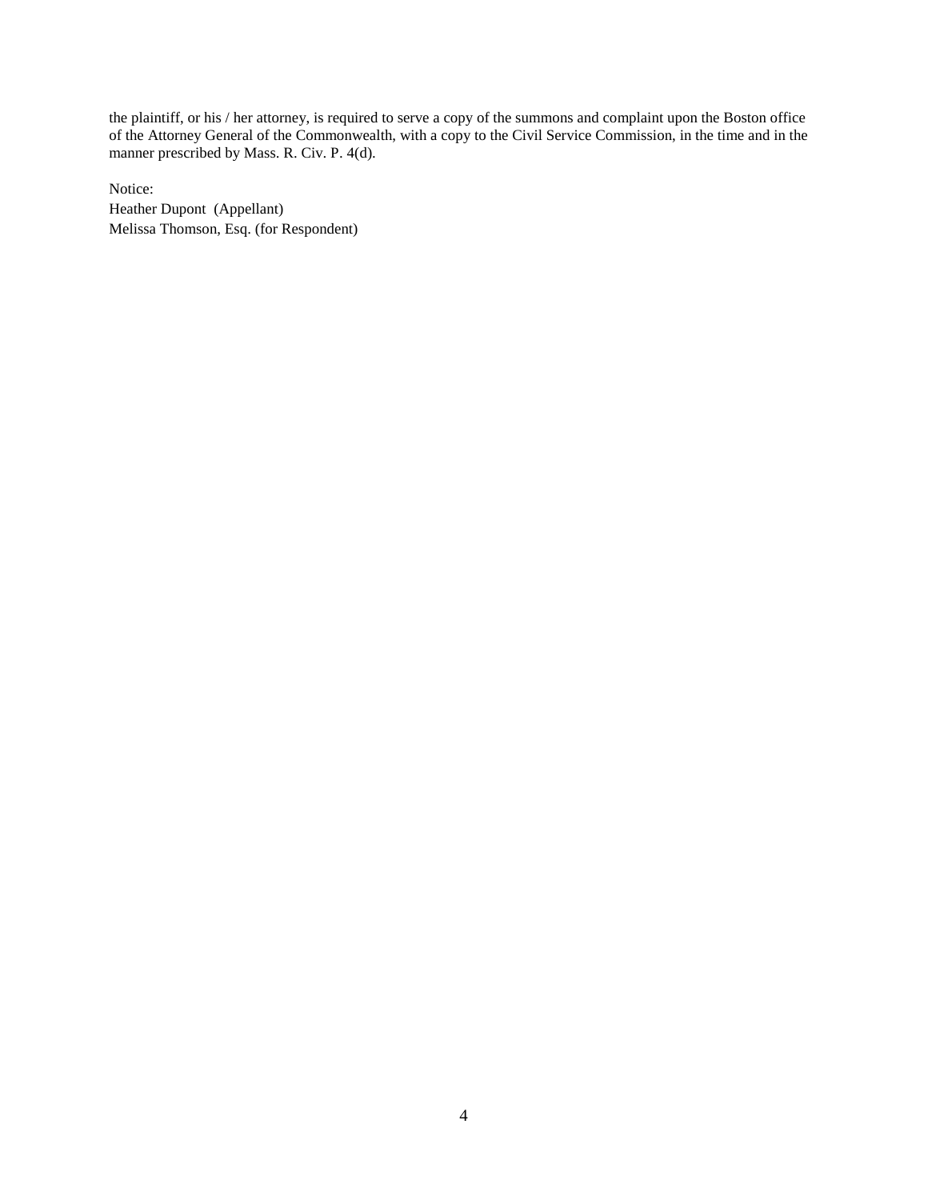the plaintiff, or his / her attorney, is required to serve a copy of the summons and complaint upon the Boston office of the Attorney General of the Commonwealth, with a copy to the Civil Service Commission, in the time and in the manner prescribed by Mass. R. Civ. P. 4(d).

Notice:
Heather Dupont (Appellant)
Melissa Thomson, Esq. (for Respondent)